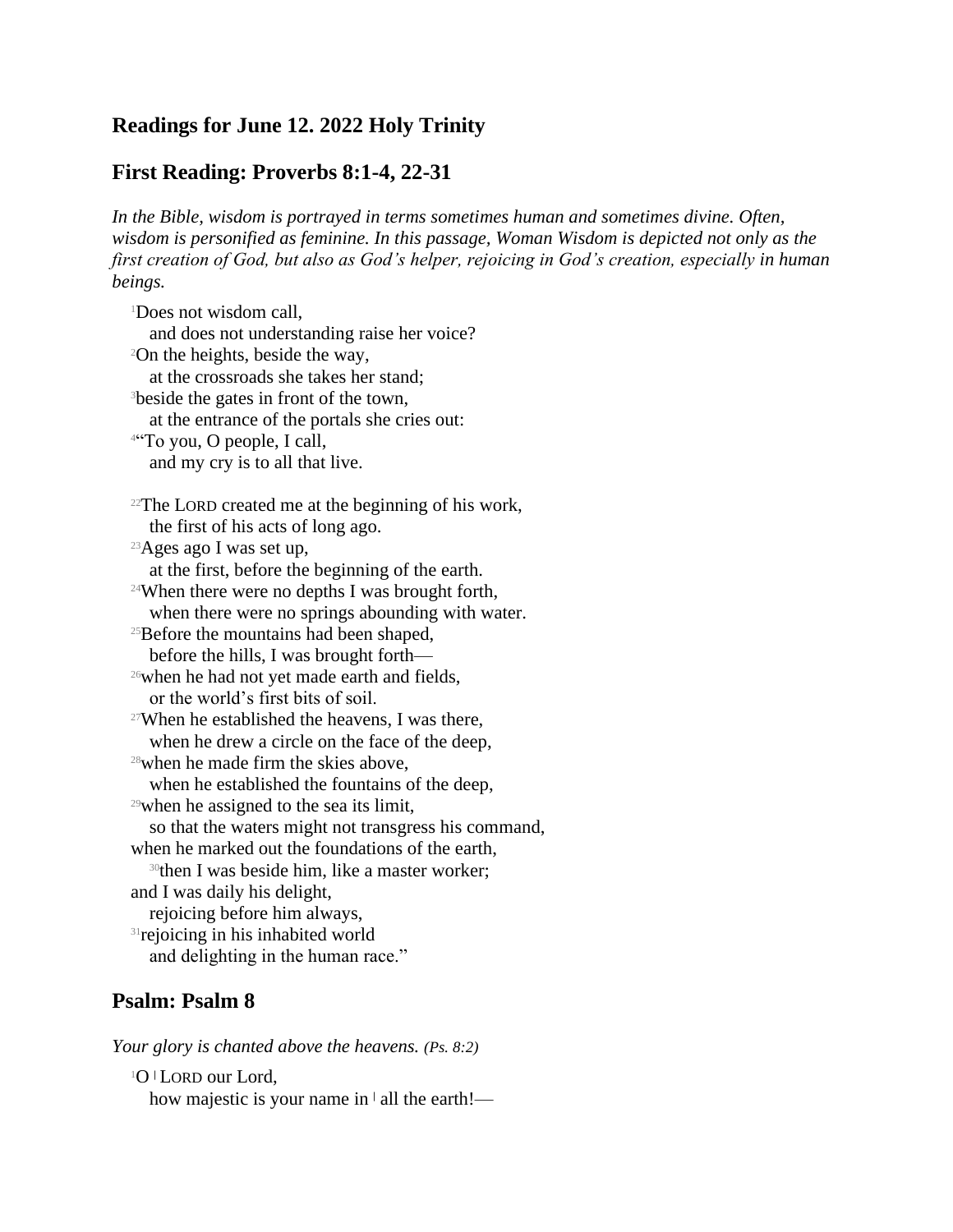## Readings for June 12. 2022 Holy Trinity

## First Reading: Proverbs 8:1-4, 22-31

*In the Bible, wisdom is portrayed in terms sometimes human and sometimes divine. Often, wisdom is personified as feminine. In this passage, Woman Wisdom is depicted not only as the first creation of God, but also as God's helper, rejoicing in God's creation, especially in human beings.*

[1]Does not wisdom call,
 and does not understanding raise her voice?
[2]On the heights, beside the way,
 at the crossroads she takes her stand;
[3]beside the gates in front of the town,
 at the entrance of the portals she cries out:
[4]"To you, O people, I call,
 and my cry is to all that live.

[22]The LORD created me at the beginning of his work,
 the first of his acts of long ago.
[23]Ages ago I was set up,
 at the first, before the beginning of the earth.
[24]When there were no depths I was brought forth,
 when there were no springs abounding with water.
[25]Before the mountains had been shaped,
 before the hills, I was brought forth—
[26]when he had not yet made earth and fields,
 or the world's first bits of soil.
[27]When he established the heavens, I was there,
 when he drew a circle on the face of the deep,
[28]when he made firm the skies above,
 when he established the fountains of the deep,
[29]when he assigned to the sea its limit,
 so that the waters might not transgress his command,
when he marked out the foundations of the earth,
 [30]then I was beside him, like a master worker;
and I was daily his delight,
 rejoicing before him always,
[31]rejoicing in his inhabited world
 and delighting in the human race."

## Psalm: Psalm 8

*Your glory is chanted above the heavens. (Ps. 8:2)*

[1]O | LORD our Lord,
 how majestic is your name in | all the earth!—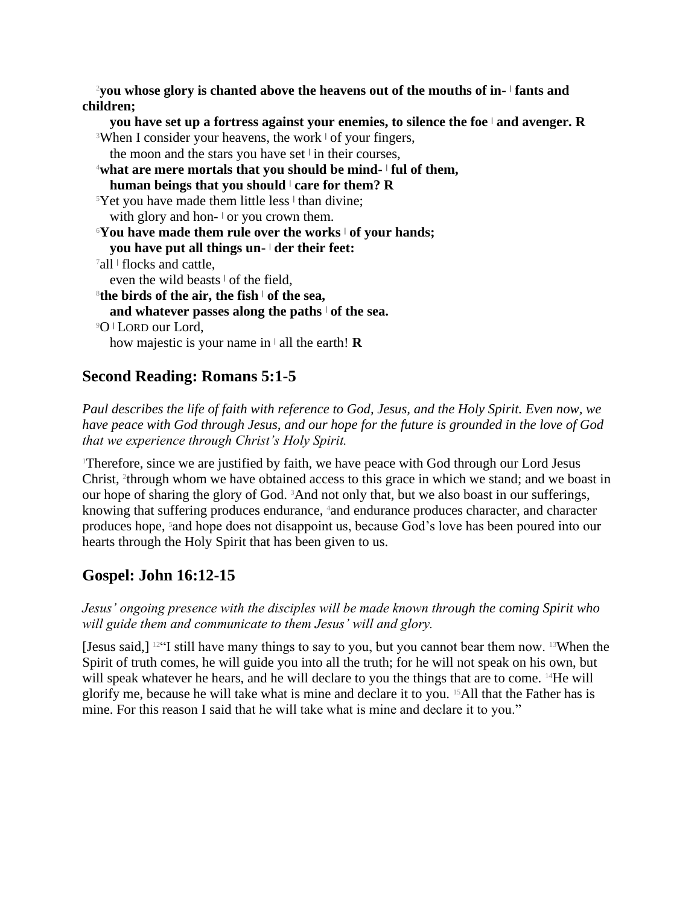[2]**you whose glory is chanted above the heavens out of the mouths of in- ǀ fants and children;**

**you have set up a fortress against your enemies, to silence the foe ǀ and avenger. R**

[3]When I consider your heavens, the work ǀ of your fingers,
the moon and the stars you have set ǀ in their courses,

[4]**what are mere mortals that you should be mind- ǀ ful of them,**
**human beings that you should ǀ care for them? R**

[5]Yet you have made them little less ǀ than divine;
with glory and hon- ǀ or you crown them.

[6]**You have made them rule over the works ǀ of your hands;**
**you have put all things un- ǀ der their feet:**

[7]all ǀ flocks and cattle,
even the wild beasts ǀ of the field,

[8]**the birds of the air, the fish ǀ of the sea,**
**and whatever passes along the paths ǀ of the sea.**

[9]O ǀ LORD our Lord,
how majestic is your name in ǀ all the earth! **R**

## Second Reading: Romans 5:1-5

*Paul describes the life of faith with reference to God, Jesus, and the Holy Spirit. Even now, we have peace with God through Jesus, and our hope for the future is grounded in the love of God that we experience through Christ's Holy Spirit.*

[1]Therefore, since we are justified by faith, we have peace with God through our Lord Jesus Christ, [2]through whom we have obtained access to this grace in which we stand; and we boast in our hope of sharing the glory of God. [3]And not only that, but we also boast in our sufferings, knowing that suffering produces endurance, [4]and endurance produces character, and character produces hope, [5]and hope does not disappoint us, because God's love has been poured into our hearts through the Holy Spirit that has been given to us.

## Gospel: John 16:12-15

*Jesus' ongoing presence with the disciples will be made known through the coming Spirit who will guide them and communicate to them Jesus' will and glory.*

[Jesus said,] [12]"I still have many things to say to you, but you cannot bear them now. [13]When the Spirit of truth comes, he will guide you into all the truth; for he will not speak on his own, but will speak whatever he hears, and he will declare to you the things that are to come. [14]He will glorify me, because he will take what is mine and declare it to you. [15]All that the Father has is mine. For this reason I said that he will take what is mine and declare it to you."